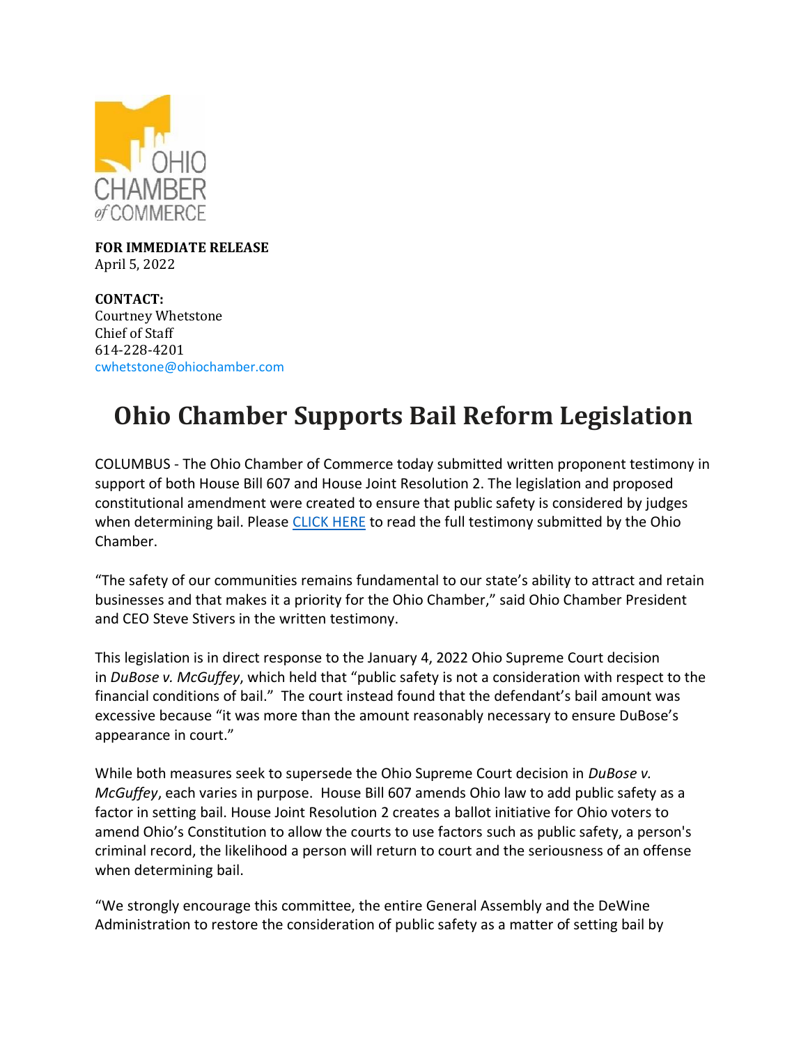**FOR IMMEDIATE RELEASE**
April 5, 2022

**CONTACT:**
Courtney Whetstone
Chief of Staff
614-228-4201
cwhetstone@ohiochamber.com

# Ohio Chamber Supports Bail Reform Legislation

COLUMBUS - The Ohio Chamber of Commerce today submitted written proponent testimony in support of both House Bill 607 and House Joint Resolution 2. The legislation and proposed constitutional amendment were created to ensure that public safety is considered by judges when determining bail. Please CLICK HERE to read the full testimony submitted by the Ohio Chamber.

"The safety of our communities remains fundamental to our state's ability to attract and retain businesses and that makes it a priority for the Ohio Chamber," said Ohio Chamber President and CEO Steve Stivers in the written testimony.

This legislation is in direct response to the January 4, 2022 Ohio Supreme Court decision in *DuBose v. McGuffey*, which held that "public safety is not a consideration with respect to the financial conditions of bail." The court instead found that the defendant's bail amount was excessive because "it was more than the amount reasonably necessary to ensure DuBose's appearance in court."

While both measures seek to supersede the Ohio Supreme Court decision in *DuBose v. McGuffey*, each varies in purpose. House Bill 607 amends Ohio law to add public safety as a factor in setting bail. House Joint Resolution 2 creates a ballot initiative for Ohio voters to amend Ohio's Constitution to allow the courts to use factors such as public safety, a person's criminal record, the likelihood a person will return to court and the seriousness of an offense when determining bail.

"We strongly encourage this committee, the entire General Assembly and the DeWine Administration to restore the consideration of public safety as a matter of setting bail by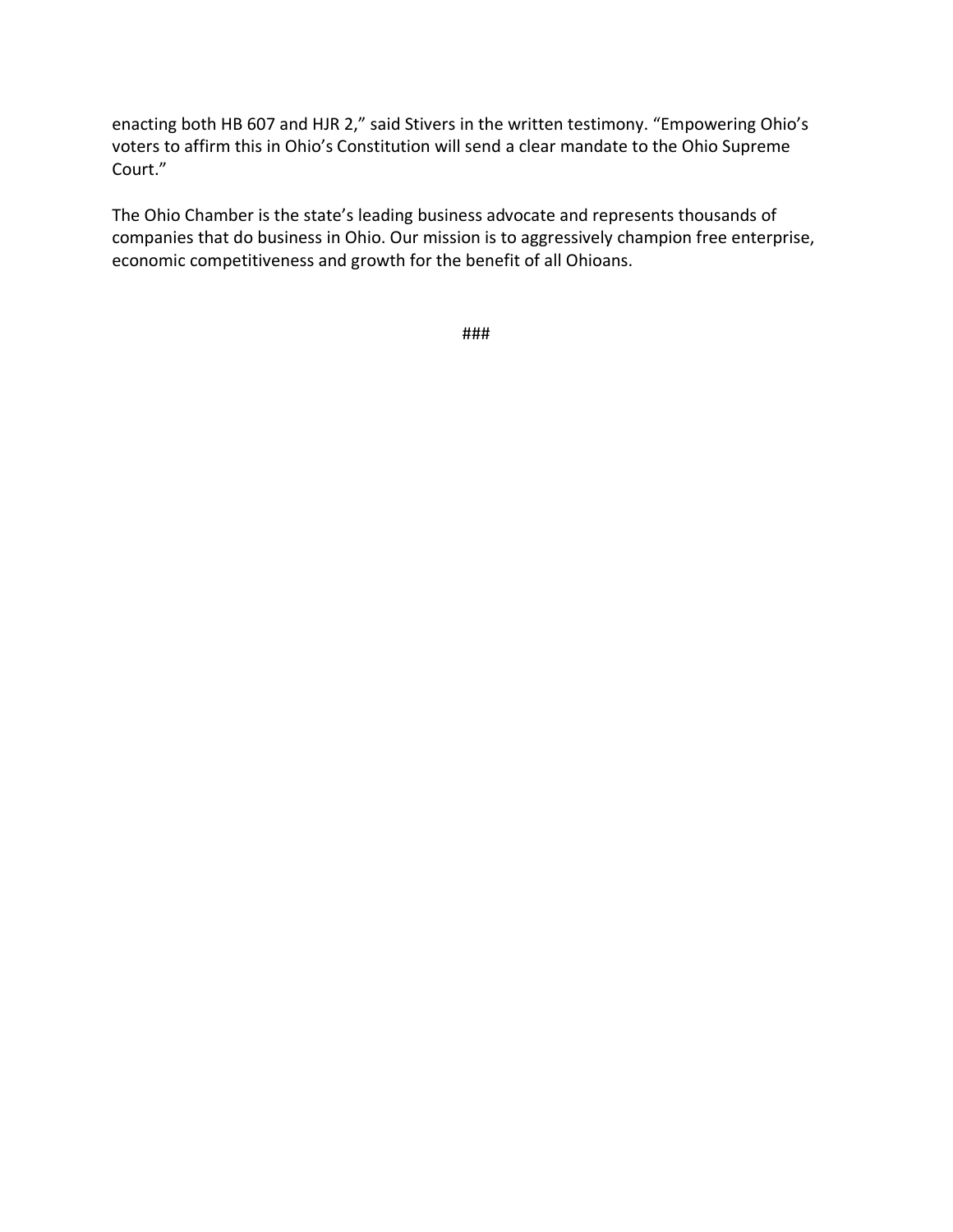enacting both HB 607 and HJR 2," said Stivers in the written testimony. "Empowering Ohio's voters to affirm this in Ohio's Constitution will send a clear mandate to the Ohio Supreme Court."

The Ohio Chamber is the state's leading business advocate and represents thousands of companies that do business in Ohio. Our mission is to aggressively champion free enterprise, economic competitiveness and growth for the benefit of all Ohioans.

###